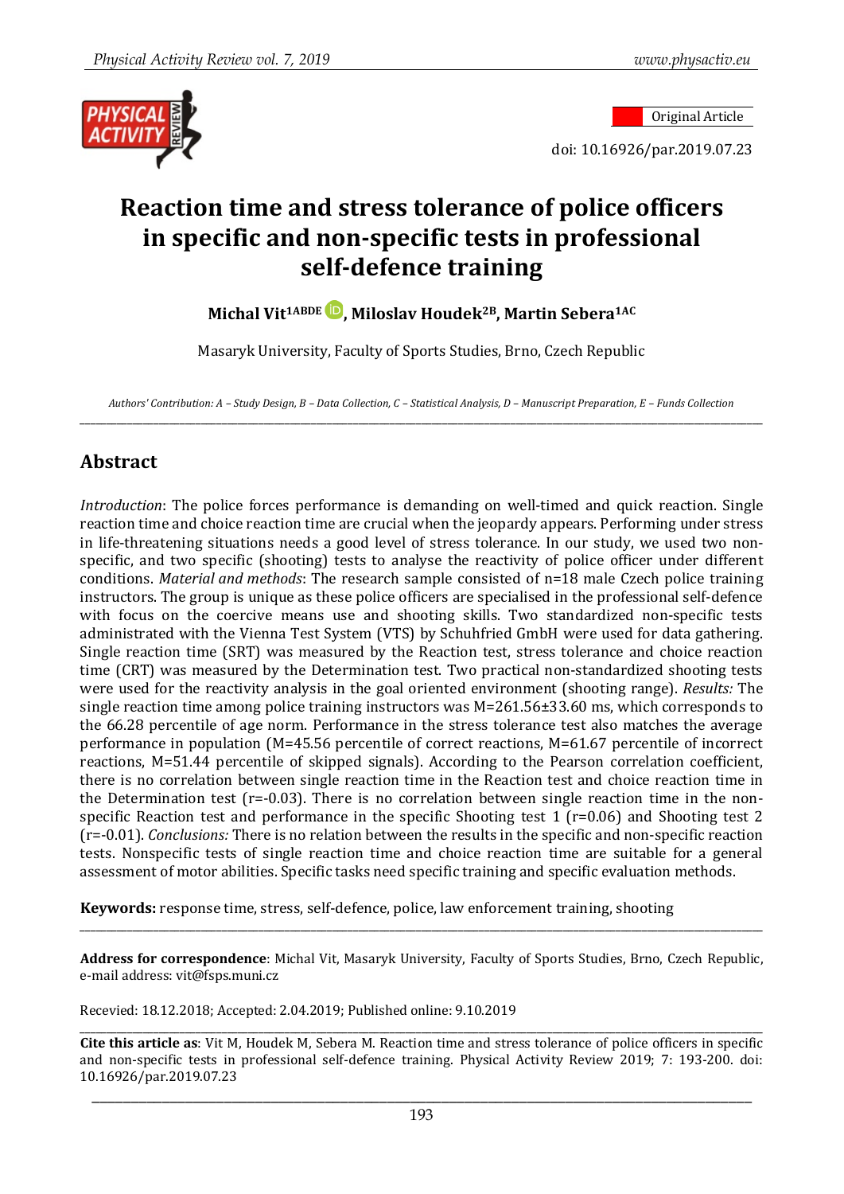Original Article

doi: 10.16926/par.2019.07.23

# Reaction time and stress tolerance of police officers in specific and non-specific tests in professional self-defence training

**Michal Vit[1ABDE], Miloslav Houdek[2B], Martin Sebera[1AC]**

Masaryk University, Faculty of Sports Studies, Brno, Czech Republic

*Authors' Contribution: A – Study Design, B – Data Collection, C – Statistical Analysis, D – Manuscript Preparation, E – Funds Collection*

## Abstract

*Introduction*: The police forces performance is demanding on well-timed and quick reaction. Single reaction time and choice reaction time are crucial when the jeopardy appears. Performing under stress in life-threatening situations needs a good level of stress tolerance. In our study, we used two non-specific, and two specific (shooting) tests to analyse the reactivity of police officer under different conditions. *Material and methods*: The research sample consisted of n=18 male Czech police training instructors. The group is unique as these police officers are specialised in the professional self-defence with focus on the coercive means use and shooting skills. Two standardized non-specific tests administrated with the Vienna Test System (VTS) by Schuhfried GmbH were used for data gathering. Single reaction time (SRT) was measured by the Reaction test, stress tolerance and choice reaction time (CRT) was measured by the Determination test. Two practical non-standardized shooting tests were used for the reactivity analysis in the goal oriented environment (shooting range). *Results:* The single reaction time among police training instructors was M=261.56±33.60 ms, which corresponds to the 66.28 percentile of age norm. Performance in the stress tolerance test also matches the average performance in population (M=45.56 percentile of correct reactions, M=61.67 percentile of incorrect reactions, M=51.44 percentile of skipped signals). According to the Pearson correlation coefficient, there is no correlation between single reaction time in the Reaction test and choice reaction time in the Determination test (r=-0.03). There is no correlation between single reaction time in the non-specific Reaction test and performance in the specific Shooting test 1 (r=0.06) and Shooting test 2 (r=-0.01). *Conclusions:* There is no relation between the results in the specific and non-specific reaction tests. Nonspecific tests of single reaction time and choice reaction time are suitable for a general assessment of motor abilities. Specific tasks need specific training and specific evaluation methods.

**Keywords:** response time, stress, self-defence, police, law enforcement training, shooting

**Address for correspondence**: Michal Vit, Masaryk University, Faculty of Sports Studies, Brno, Czech Republic, e-mail address: vit@fsps.muni.cz

Recevied: 18.12.2018; Accepted: 2.04.2019; Published online: 9.10.2019

**Cite this article as**: Vit M, Houdek M, Sebera M. Reaction time and stress tolerance of police officers in specific and non-specific tests in professional self-defence training. Physical Activity Review 2019; 7: 193-200. doi: 10.16926/par.2019.07.23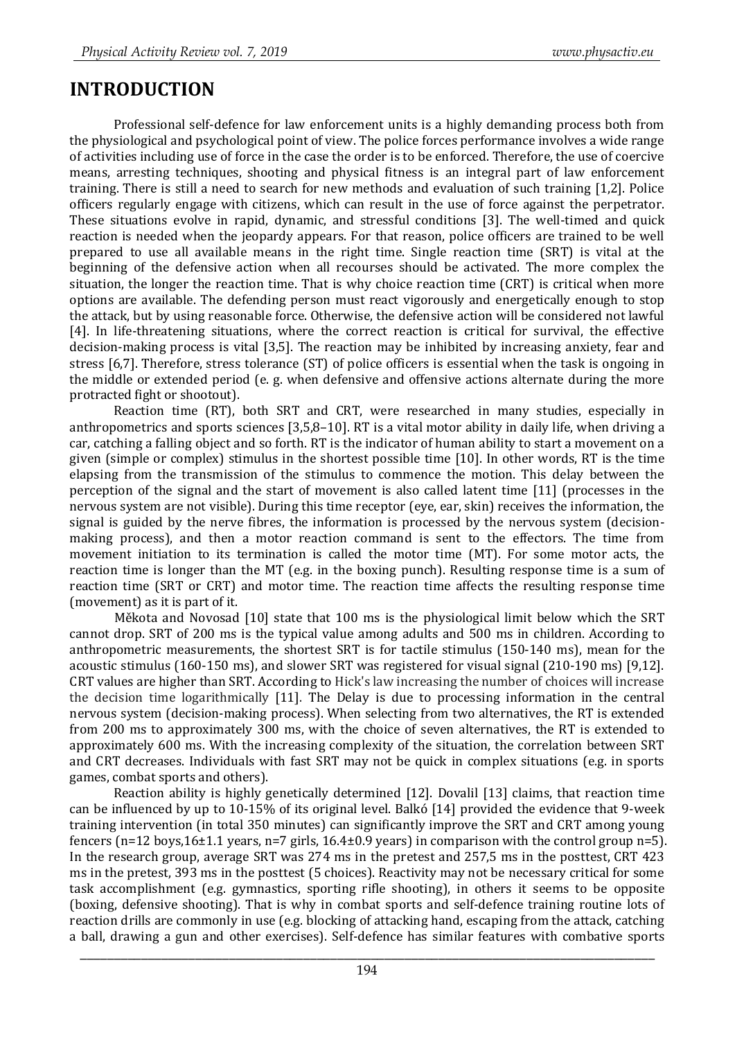# INTRODUCTION

Professional self-defence for law enforcement units is a highly demanding process both from the physiological and psychological point of view. The police forces performance involves a wide range of activities including use of force in the case the order is to be enforced. Therefore, the use of coercive means, arresting techniques, shooting and physical fitness is an integral part of law enforcement training. There is still a need to search for new methods and evaluation of such training [1,2]. Police officers regularly engage with citizens, which can result in the use of force against the perpetrator. These situations evolve in rapid, dynamic, and stressful conditions [3]. The well-timed and quick reaction is needed when the jeopardy appears. For that reason, police officers are trained to be well prepared to use all available means in the right time. Single reaction time (SRT) is vital at the beginning of the defensive action when all recourses should be activated. The more complex the situation, the longer the reaction time. That is why choice reaction time (CRT) is critical when more options are available. The defending person must react vigorously and energetically enough to stop the attack, but by using reasonable force. Otherwise, the defensive action will be considered not lawful [4]. In life-threatening situations, where the correct reaction is critical for survival, the effective decision-making process is vital [3,5]. The reaction may be inhibited by increasing anxiety, fear and stress [6,7]. Therefore, stress tolerance (ST) of police officers is essential when the task is ongoing in the middle or extended period (e. g. when defensive and offensive actions alternate during the more protracted fight or shootout).

Reaction time (RT), both SRT and CRT, were researched in many studies, especially in anthropometrics and sports sciences [3,5,8–10]. RT is a vital motor ability in daily life, when driving a car, catching a falling object and so forth. RT is the indicator of human ability to start a movement on a given (simple or complex) stimulus in the shortest possible time [10]. In other words, RT is the time elapsing from the transmission of the stimulus to commence the motion. This delay between the perception of the signal and the start of movement is also called latent time [11] (processes in the nervous system are not visible). During this time receptor (eye, ear, skin) receives the information, the signal is guided by the nerve fibres, the information is processed by the nervous system (decision-making process), and then a motor reaction command is sent to the effectors. The time from movement initiation to its termination is called the motor time (MT). For some motor acts, the reaction time is longer than the MT (e.g. in the boxing punch). Resulting response time is a sum of reaction time (SRT or CRT) and motor time. The reaction time affects the resulting response time (movement) as it is part of it.

Měkota and Novosad [10] state that 100 ms is the physiological limit below which the SRT cannot drop. SRT of 200 ms is the typical value among adults and 500 ms in children. According to anthropometric measurements, the shortest SRT is for tactile stimulus (150-140 ms), mean for the acoustic stimulus (160-150 ms), and slower SRT was registered for visual signal (210-190 ms) [9,12]. CRT values are higher than SRT. According to Hick's law increasing the number of choices will increase the decision time logarithmically [11]. The Delay is due to processing information in the central nervous system (decision-making process). When selecting from two alternatives, the RT is extended from 200 ms to approximately 300 ms, with the choice of seven alternatives, the RT is extended to approximately 600 ms. With the increasing complexity of the situation, the correlation between SRT and CRT decreases. Individuals with fast SRT may not be quick in complex situations (e.g. in sports games, combat sports and others).

Reaction ability is highly genetically determined [12]. Dovalil [13] claims, that reaction time can be influenced by up to 10-15% of its original level. Balkó [14] provided the evidence that 9-week training intervention (in total 350 minutes) can significantly improve the SRT and CRT among young fencers (n=12 boys,16±1.1 years, n=7 girls, 16.4±0.9 years) in comparison with the control group n=5). In the research group, average SRT was 274 ms in the pretest and 257,5 ms in the posttest, CRT 423 ms in the pretest, 393 ms in the posttest (5 choices). Reactivity may not be necessary critical for some task accomplishment (e.g. gymnastics, sporting rifle shooting), in others it seems to be opposite (boxing, defensive shooting). That is why in combat sports and self-defence training routine lots of reaction drills are commonly in use (e.g. blocking of attacking hand, escaping from the attack, catching a ball, drawing a gun and other exercises). Self-defence has similar features with combative sports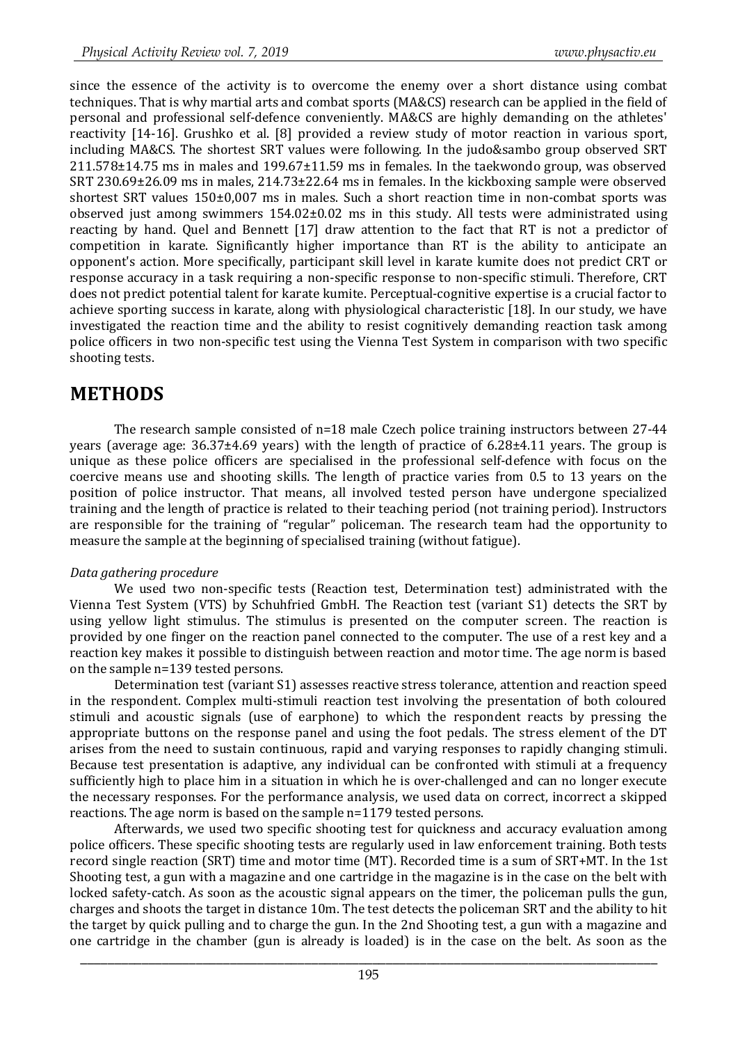since the essence of the activity is to overcome the enemy over a short distance using combat techniques. That is why martial arts and combat sports (MA&CS) research can be applied in the field of personal and professional self-defence conveniently. MA&CS are highly demanding on the athletes' reactivity [14-16]. Grushko et al. [8] provided a review study of motor reaction in various sport, including MA&CS. The shortest SRT values were following. In the judo&sambo group observed SRT 211.578±14.75 ms in males and 199.67±11.59 ms in females. In the taekwondo group, was observed SRT 230.69±26.09 ms in males, 214.73±22.64 ms in females. In the kickboxing sample were observed shortest SRT values 150±0,007 ms in males. Such a short reaction time in non-combat sports was observed just among swimmers 154.02±0.02 ms in this study. All tests were administrated using reacting by hand. Quel and Bennett [17] draw attention to the fact that RT is not a predictor of competition in karate. Significantly higher importance than RT is the ability to anticipate an opponent's action. More specifically, participant skill level in karate kumite does not predict CRT or response accuracy in a task requiring a non-specific response to non-specific stimuli. Therefore, CRT does not predict potential talent for karate kumite. Perceptual-cognitive expertise is a crucial factor to achieve sporting success in karate, along with physiological characteristic [18]. In our study, we have investigated the reaction time and the ability to resist cognitively demanding reaction task among police officers in two non-specific test using the Vienna Test System in comparison with two specific shooting tests.

# METHODS

The research sample consisted of n=18 male Czech police training instructors between 27-44 years (average age: 36.37±4.69 years) with the length of practice of 6.28±4.11 years. The group is unique as these police officers are specialised in the professional self-defence with focus on the coercive means use and shooting skills. The length of practice varies from 0.5 to 13 years on the position of police instructor. That means, all involved tested person have undergone specialized training and the length of practice is related to their teaching period (not training period). Instructors are responsible for the training of "regular" policeman. The research team had the opportunity to measure the sample at the beginning of specialised training (without fatigue).

*Data gathering procedure*

We used two non-specific tests (Reaction test, Determination test) administrated with the Vienna Test System (VTS) by Schuhfried GmbH. The Reaction test (variant S1) detects the SRT by using yellow light stimulus. The stimulus is presented on the computer screen. The reaction is provided by one finger on the reaction panel connected to the computer. The use of a rest key and a reaction key makes it possible to distinguish between reaction and motor time. The age norm is based on the sample n=139 tested persons.

Determination test (variant S1) assesses reactive stress tolerance, attention and reaction speed in the respondent. Complex multi-stimuli reaction test involving the presentation of both coloured stimuli and acoustic signals (use of earphone) to which the respondent reacts by pressing the appropriate buttons on the response panel and using the foot pedals. The stress element of the DT arises from the need to sustain continuous, rapid and varying responses to rapidly changing stimuli. Because test presentation is adaptive, any individual can be confronted with stimuli at a frequency sufficiently high to place him in a situation in which he is over-challenged and can no longer execute the necessary responses. For the performance analysis, we used data on correct, incorrect a skipped reactions. The age norm is based on the sample n=1179 tested persons.

Afterwards, we used two specific shooting test for quickness and accuracy evaluation among police officers. These specific shooting tests are regularly used in law enforcement training. Both tests record single reaction (SRT) time and motor time (MT). Recorded time is a sum of SRT+MT. In the 1st Shooting test, a gun with a magazine and one cartridge in the magazine is in the case on the belt with locked safety-catch. As soon as the acoustic signal appears on the timer, the policeman pulls the gun, charges and shoots the target in distance 10m. The test detects the policeman SRT and the ability to hit the target by quick pulling and to charge the gun. In the 2nd Shooting test, a gun with a magazine and one cartridge in the chamber (gun is already is loaded) is in the case on the belt. As soon as the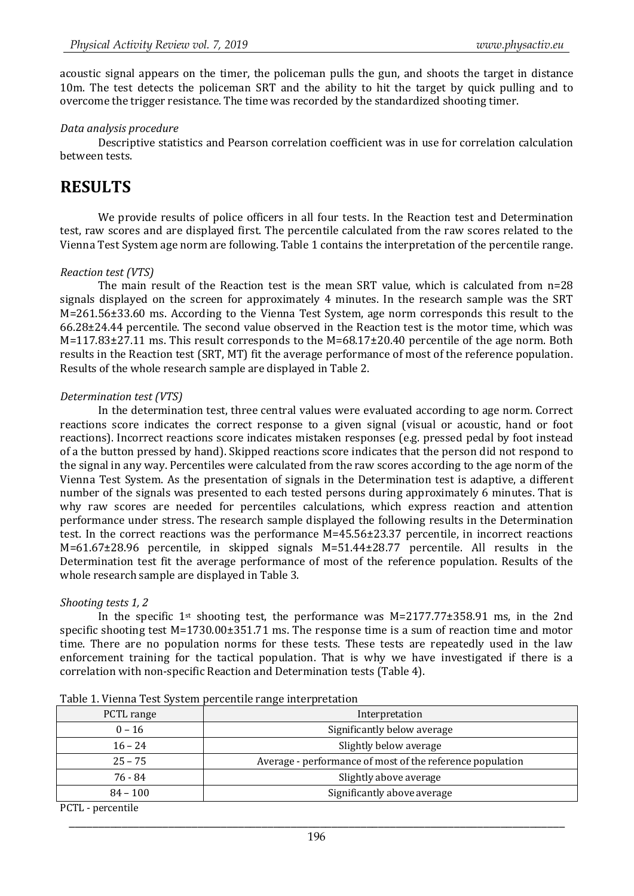acoustic signal appears on the timer, the policeman pulls the gun, and shoots the target in distance 10m. The test detects the policeman SRT and the ability to hit the target by quick pulling and to overcome the trigger resistance. The time was recorded by the standardized shooting timer.

*Data analysis procedure*

Descriptive statistics and Pearson correlation coefficient was in use for correlation calculation between tests.

# RESULTS

We provide results of police officers in all four tests. In the Reaction test and Determination test, raw scores and are displayed first. The percentile calculated from the raw scores related to the Vienna Test System age norm are following. Table 1 contains the interpretation of the percentile range.

*Reaction test (VTS)*

The main result of the Reaction test is the mean SRT value, which is calculated from n=28 signals displayed on the screen for approximately 4 minutes. In the research sample was the SRT M=261.56±33.60 ms. According to the Vienna Test System, age norm corresponds this result to the 66.28±24.44 percentile. The second value observed in the Reaction test is the motor time, which was M=117.83±27.11 ms. This result corresponds to the M=68.17±20.40 percentile of the age norm. Both results in the Reaction test (SRT, MT) fit the average performance of most of the reference population. Results of the whole research sample are displayed in Table 2.

*Determination test (VTS)*

In the determination test, three central values were evaluated according to age norm. Correct reactions score indicates the correct response to a given signal (visual or acoustic, hand or foot reactions). Incorrect reactions score indicates mistaken responses (e.g. pressed pedal by foot instead of a the button pressed by hand). Skipped reactions score indicates that the person did not respond to the signal in any way. Percentiles were calculated from the raw scores according to the age norm of the Vienna Test System. As the presentation of signals in the Determination test is adaptive, a different number of the signals was presented to each tested persons during approximately 6 minutes. That is why raw scores are needed for percentiles calculations, which express reaction and attention performance under stress. The research sample displayed the following results in the Determination test. In the correct reactions was the performance M=45.56±23.37 percentile, in incorrect reactions M=61.67±28.96 percentile, in skipped signals M=51.44±28.77 percentile. All results in the Determination test fit the average performance of most of the reference population. Results of the whole research sample are displayed in Table 3.

*Shooting tests 1, 2*

In the specific 1st shooting test, the performance was M=2177.77±358.91 ms, in the 2nd specific shooting test M=1730.00±351.71 ms. The response time is a sum of reaction time and motor time. There are no population norms for these tests. These tests are repeatedly used in the law enforcement training for the tactical population. That is why we have investigated if there is a correlation with non-specific Reaction and Determination tests (Table 4).

Table 1. Vienna Test System percentile range interpretation

| PCTL range | Interpretation |
|---|---|
| 0 – 16 | Significantly below average |
| 16 – 24 | Slightly below average |
| 25 – 75 | Average - performance of most of the reference population |
| 76 - 84 | Slightly above average |
| 84 – 100 | Significantly above average |

PCTL - percentile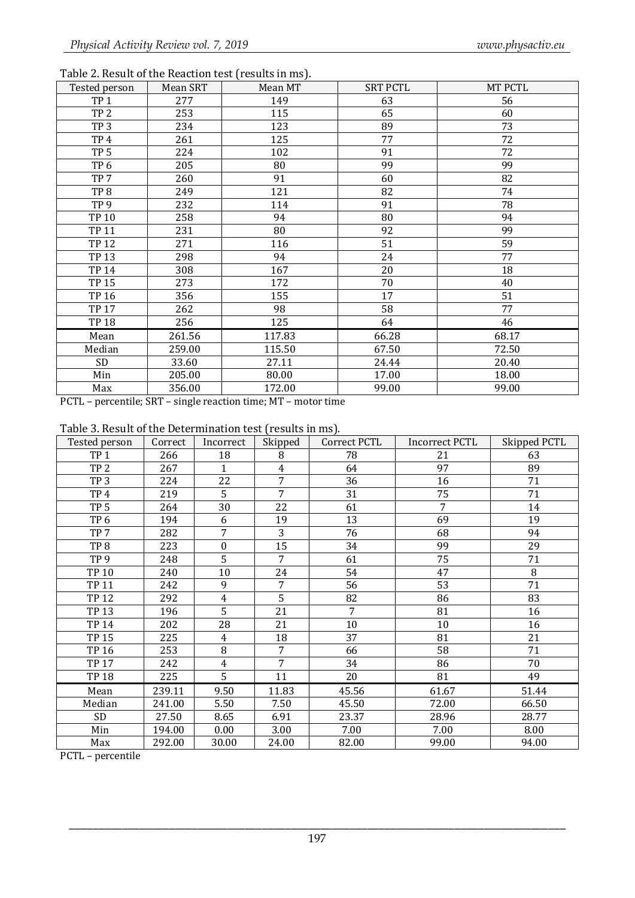Table 2. Result of the Reaction test (results in ms).

| Tested person | Mean SRT | Mean MT | SRT PCTL | MT PCTL |
|---|---|---|---|---|
| TP 1 | 277 | 149 | 63 | 56 |
| TP 2 | 253 | 115 | 65 | 60 |
| TP 3 | 234 | 123 | 89 | 73 |
| TP 4 | 261 | 125 | 77 | 72 |
| TP 5 | 224 | 102 | 91 | 72 |
| TP 6 | 205 | 80 | 99 | 99 |
| TP 7 | 260 | 91 | 60 | 82 |
| TP 8 | 249 | 121 | 82 | 74 |
| TP 9 | 232 | 114 | 91 | 78 |
| TP 10 | 258 | 94 | 80 | 94 |
| TP 11 | 231 | 80 | 92 | 99 |
| TP 12 | 271 | 116 | 51 | 59 |
| TP 13 | 298 | 94 | 24 | 77 |
| TP 14 | 308 | 167 | 20 | 18 |
| TP 15 | 273 | 172 | 70 | 40 |
| TP 16 | 356 | 155 | 17 | 51 |
| TP 17 | 262 | 98 | 58 | 77 |
| TP 18 | 256 | 125 | 64 | 46 |
| Mean | 261.56 | 117.83 | 66.28 | 68.17 |
| Median | 259.00 | 115.50 | 67.50 | 72.50 |
| SD | 33.60 | 27.11 | 24.44 | 20.40 |
| Min | 205.00 | 80.00 | 17.00 | 18.00 |
| Max | 356.00 | 172.00 | 99.00 | 99.00 |

PCTL – percentile; SRT – single reaction time; MT – motor time

Table 3. Result of the Determination test (results in ms).

| Tested person | Correct | Incorrect | Skipped | Correct PCTL | Incorrect PCTL | Skipped PCTL |
|---|---|---|---|---|---|---|
| TP 1 | 266 | 18 | 8 | 78 | 21 | 63 |
| TP 2 | 267 | 1 | 4 | 64 | 97 | 89 |
| TP 3 | 224 | 22 | 7 | 36 | 16 | 71 |
| TP 4 | 219 | 5 | 7 | 31 | 75 | 71 |
| TP 5 | 264 | 30 | 22 | 61 | 7 | 14 |
| TP 6 | 194 | 6 | 19 | 13 | 69 | 19 |
| TP 7 | 282 | 7 | 3 | 76 | 68 | 94 |
| TP 8 | 223 | 0 | 15 | 34 | 99 | 29 |
| TP 9 | 248 | 5 | 7 | 61 | 75 | 71 |
| TP 10 | 240 | 10 | 24 | 54 | 47 | 8 |
| TP 11 | 242 | 9 | 7 | 56 | 53 | 71 |
| TP 12 | 292 | 4 | 5 | 82 | 86 | 83 |
| TP 13 | 196 | 5 | 21 | 7 | 81 | 16 |
| TP 14 | 202 | 28 | 21 | 10 | 10 | 16 |
| TP 15 | 225 | 4 | 18 | 37 | 81 | 21 |
| TP 16 | 253 | 8 | 7 | 66 | 58 | 71 |
| TP 17 | 242 | 4 | 7 | 34 | 86 | 70 |
| TP 18 | 225 | 5 | 11 | 20 | 81 | 49 |
| Mean | 239.11 | 9.50 | 11.83 | 45.56 | 61.67 | 51.44 |
| Median | 241.00 | 5.50 | 7.50 | 45.50 | 72.00 | 66.50 |
| SD | 27.50 | 8.65 | 6.91 | 23.37 | 28.96 | 28.77 |
| Min | 194.00 | 0.00 | 3.00 | 7.00 | 7.00 | 8.00 |
| Max | 292.00 | 30.00 | 24.00 | 82.00 | 99.00 | 94.00 |

PCTL – percentile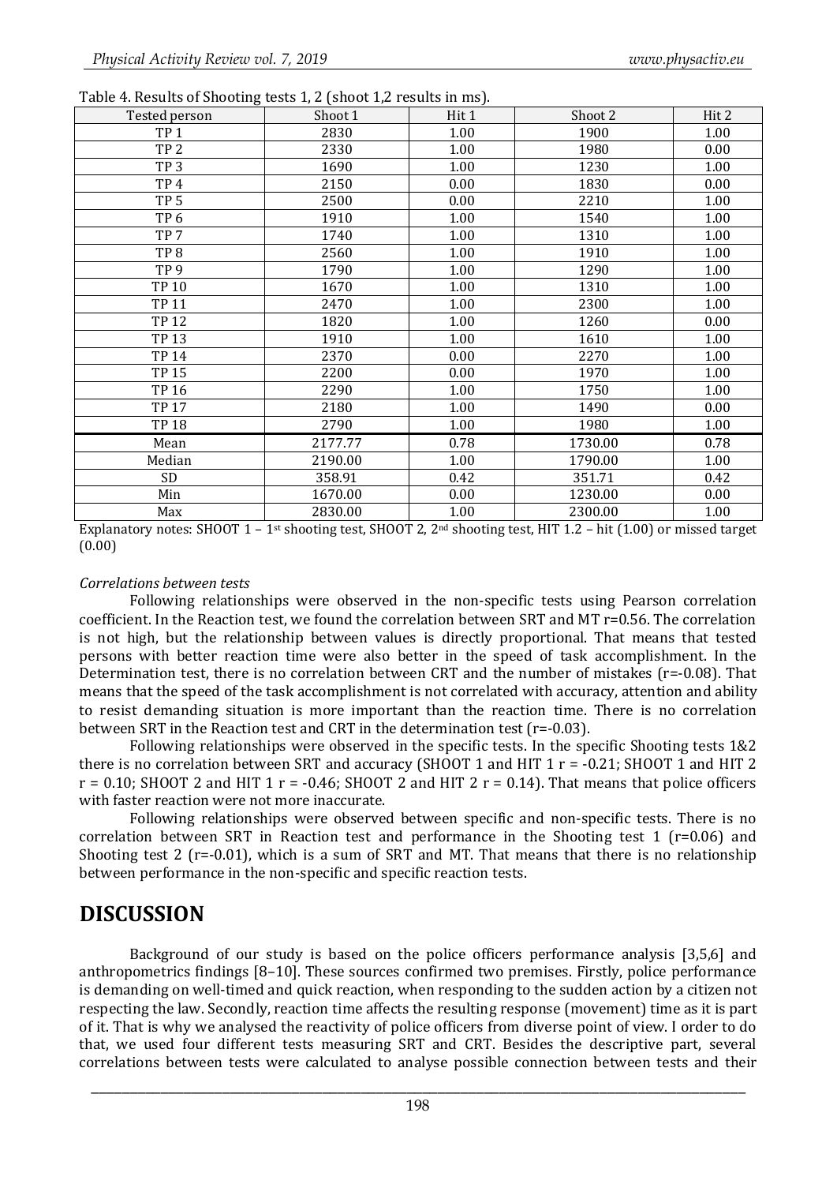Table 4. Results of Shooting tests 1, 2 (shoot 1,2 results in ms).

| Tested person | Shoot 1 | Hit 1 | Shoot 2 | Hit 2 |
|---|---|---|---|---|
| TP 1 | 2830 | 1.00 | 1900 | 1.00 |
| TP 2 | 2330 | 1.00 | 1980 | 0.00 |
| TP 3 | 1690 | 1.00 | 1230 | 1.00 |
| TP 4 | 2150 | 0.00 | 1830 | 0.00 |
| TP 5 | 2500 | 0.00 | 2210 | 1.00 |
| TP 6 | 1910 | 1.00 | 1540 | 1.00 |
| TP 7 | 1740 | 1.00 | 1310 | 1.00 |
| TP 8 | 2560 | 1.00 | 1910 | 1.00 |
| TP 9 | 1790 | 1.00 | 1290 | 1.00 |
| TP 10 | 1670 | 1.00 | 1310 | 1.00 |
| TP 11 | 2470 | 1.00 | 2300 | 1.00 |
| TP 12 | 1820 | 1.00 | 1260 | 0.00 |
| TP 13 | 1910 | 1.00 | 1610 | 1.00 |
| TP 14 | 2370 | 0.00 | 2270 | 1.00 |
| TP 15 | 2200 | 0.00 | 1970 | 1.00 |
| TP 16 | 2290 | 1.00 | 1750 | 1.00 |
| TP 17 | 2180 | 1.00 | 1490 | 0.00 |
| TP 18 | 2790 | 1.00 | 1980 | 1.00 |
| Mean | 2177.77 | 0.78 | 1730.00 | 0.78 |
| Median | 2190.00 | 1.00 | 1790.00 | 1.00 |
| SD | 358.91 | 0.42 | 351.71 | 0.42 |
| Min | 1670.00 | 0.00 | 1230.00 | 0.00 |
| Max | 2830.00 | 1.00 | 2300.00 | 1.00 |

Explanatory notes: SHOOT 1 – 1st shooting test, SHOOT 2, 2nd shooting test, HIT 1.2 – hit (1.00) or missed target (0.00)

*Correlations between tests*

Following relationships were observed in the non-specific tests using Pearson correlation coefficient. In the Reaction test, we found the correlation between SRT and MT r=0.56. The correlation is not high, but the relationship between values is directly proportional. That means that tested persons with better reaction time were also better in the speed of task accomplishment. In the Determination test, there is no correlation between CRT and the number of mistakes (r=-0.08). That means that the speed of the task accomplishment is not correlated with accuracy, attention and ability to resist demanding situation is more important than the reaction time. There is no correlation between SRT in the Reaction test and CRT in the determination test (r=-0.03).

Following relationships were observed in the specific tests. In the specific Shooting tests 1&2 there is no correlation between SRT and accuracy (SHOOT 1 and HIT 1 r = -0.21; SHOOT 1 and HIT 2 r = 0.10; SHOOT 2 and HIT 1 r = -0.46; SHOOT 2 and HIT 2 r = 0.14). That means that police officers with faster reaction were not more inaccurate.

Following relationships were observed between specific and non-specific tests. There is no correlation between SRT in Reaction test and performance in the Shooting test 1 (r=0.06) and Shooting test 2 (r=-0.01), which is a sum of SRT and MT. That means that there is no relationship between performance in the non-specific and specific reaction tests.

# DISCUSSION

Background of our study is based on the police officers performance analysis [3,5,6] and anthropometrics findings [8–10]. These sources confirmed two premises. Firstly, police performance is demanding on well-timed and quick reaction, when responding to the sudden action by a citizen not respecting the law. Secondly, reaction time affects the resulting response (movement) time as it is part of it. That is why we analysed the reactivity of police officers from diverse point of view. I order to do that, we used four different tests measuring SRT and CRT. Besides the descriptive part, several correlations between tests were calculated to analyse possible connection between tests and their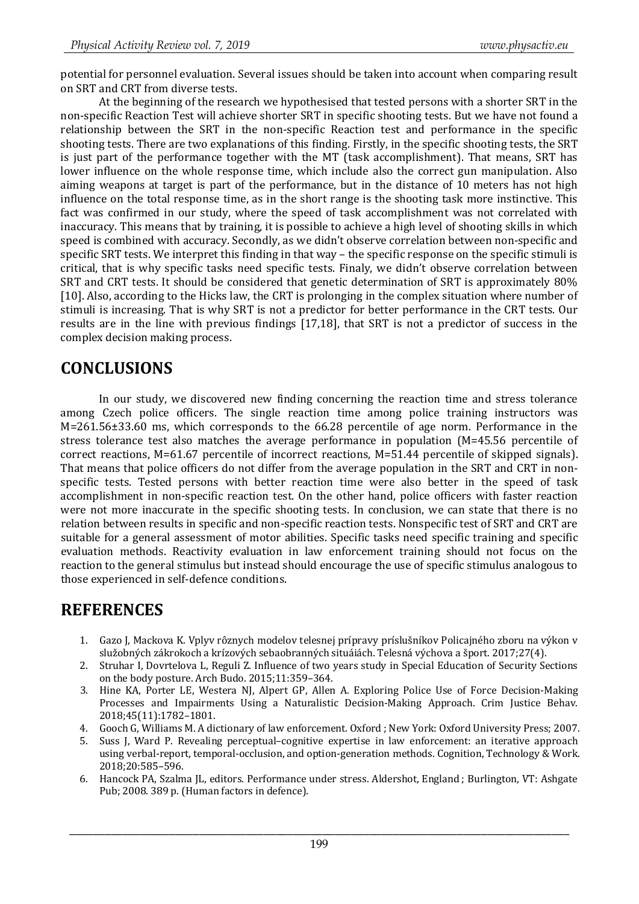potential for personnel evaluation. Several issues should be taken into account when comparing result on SRT and CRT from diverse tests.

At the beginning of the research we hypothesised that tested persons with a shorter SRT in the non-specific Reaction Test will achieve shorter SRT in specific shooting tests. But we have not found a relationship between the SRT in the non-specific Reaction test and performance in the specific shooting tests. There are two explanations of this finding. Firstly, in the specific shooting tests, the SRT is just part of the performance together with the MT (task accomplishment). That means, SRT has lower influence on the whole response time, which include also the correct gun manipulation. Also aiming weapons at target is part of the performance, but in the distance of 10 meters has not high influence on the total response time, as in the short range is the shooting task more instinctive. This fact was confirmed in our study, where the speed of task accomplishment was not correlated with inaccuracy. This means that by training, it is possible to achieve a high level of shooting skills in which speed is combined with accuracy. Secondly, as we didn't observe correlation between non-specific and specific SRT tests. We interpret this finding in that way – the specific response on the specific stimuli is critical, that is why specific tasks need specific tests. Finaly, we didn't observe correlation between SRT and CRT tests. It should be considered that genetic determination of SRT is approximately 80% [10]. Also, according to the Hicks law, the CRT is prolonging in the complex situation where number of stimuli is increasing. That is why SRT is not a predictor for better performance in the CRT tests. Our results are in the line with previous findings [17,18], that SRT is not a predictor of success in the complex decision making process.

## CONCLUSIONS

In our study, we discovered new finding concerning the reaction time and stress tolerance among Czech police officers. The single reaction time among police training instructors was M=261.56±33.60 ms, which corresponds to the 66.28 percentile of age norm. Performance in the stress tolerance test also matches the average performance in population (M=45.56 percentile of correct reactions, M=61.67 percentile of incorrect reactions, M=51.44 percentile of skipped signals). That means that police officers do not differ from the average population in the SRT and CRT in non-specific tests. Tested persons with better reaction time were also better in the speed of task accomplishment in non-specific reaction test. On the other hand, police officers with faster reaction were not more inaccurate in the specific shooting tests. In conclusion, we can state that there is no relation between results in specific and non-specific reaction tests. Nonspecific test of SRT and CRT are suitable for a general assessment of motor abilities. Specific tasks need specific training and specific evaluation methods. Reactivity evaluation in law enforcement training should not focus on the reaction to the general stimulus but instead should encourage the use of specific stimulus analogous to those experienced in self-defence conditions.

## REFERENCES

1. Gazo J, Mackova K. Vplyv rôznych modelov telesnej prípravy príslušníkov Policajného zboru na výkon v služobných zákrokoch a krízových sebaobranných situáiách. Telesná výchova a šport. 2017;27(4).
2. Struhar I, Dovrtelova L, Reguli Z. Influence of two years study in Special Education of Security Sections on the body posture. Arch Budo. 2015;11:359–364.
3. Hine KA, Porter LE, Westera NJ, Alpert GP, Allen A. Exploring Police Use of Force Decision-Making Processes and Impairments Using a Naturalistic Decision-Making Approach. Crim Justice Behav. 2018;45(11):1782–1801.
4. Gooch G, Williams M. A dictionary of law enforcement. Oxford ; New York: Oxford University Press; 2007.
5. Suss J, Ward P. Revealing perceptual–cognitive expertise in law enforcement: an iterative approach using verbal-report, temporal-occlusion, and option-generation methods. Cognition, Technology & Work. 2018;20:585–596.
6. Hancock PA, Szalma JL, editors. Performance under stress. Aldershot, England ; Burlington, VT: Ashgate Pub; 2008. 389 p. (Human factors in defence).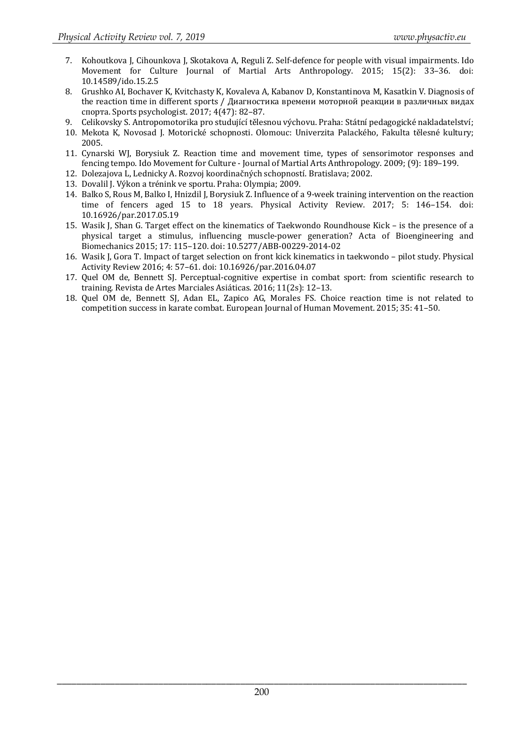7. Kohoutkova J, Cihounkova J, Skotakova A, Reguli Z. Self-defence for people with visual impairments. Ido Movement for Culture Journal of Martial Arts Anthropology. 2015; 15(2): 33–36. doi: 10.14589/ido.15.2.5
8. Grushko AI, Bochaver K, Kvitchasty K, Kovaleva A, Kabanov D, Konstantinova M, Kasatkin V. Diagnosis of the reaction time in different sports / Диагностика времени моторной реакции в различных видах спорта. Sports psychologist. 2017; 4(47): 82–87.
9. Celikovsky S. Antropomotorika pro studující tělesnou výchovu. Praha: Státní pedagogické nakladatelství;
10. Mekota K, Novosad J. Motorické schopnosti. Olomouc: Univerzita Palackého, Fakulta tělesné kultury; 2005.
11. Cynarski WJ, Borysiuk Z. Reaction time and movement time, types of sensorimotor responses and fencing tempo. Ido Movement for Culture - Journal of Martial Arts Anthropology. 2009; (9): 189–199.
12. Dolezajova L, Lednicky A. Rozvoj koordinačných schopností. Bratislava; 2002.
13. Dovalil J. Výkon a trénink ve sportu. Praha: Olympia; 2009.
14. Balko S, Rous M, Balko I, Hnizdil J, Borysiuk Z. Influence of a 9-week training intervention on the reaction time of fencers aged 15 to 18 years. Physical Activity Review. 2017; 5: 146–154. doi: 10.16926/par.2017.05.19
15. Wasik J, Shan G. Target effect on the kinematics of Taekwondo Roundhouse Kick – is the presence of a physical target a stimulus, influencing muscle-power generation? Acta of Bioengineering and Biomechanics 2015; 17: 115–120. doi: 10.5277/ABB-00229-2014-02
16. Wasik J, Gora T. Impact of target selection on front kick kinematics in taekwondo – pilot study. Physical Activity Review 2016; 4: 57–61. doi: 10.16926/par.2016.04.07
17. Quel OM de, Bennett SJ. Perceptual-cognitive expertise in combat sport: from scientific research to training. Revista de Artes Marciales Asiáticas. 2016; 11(2s): 12–13.
18. Quel OM de, Bennett SJ, Adan EL, Zapico AG, Morales FS. Choice reaction time is not related to competition success in karate combat. European Journal of Human Movement. 2015; 35: 41–50.